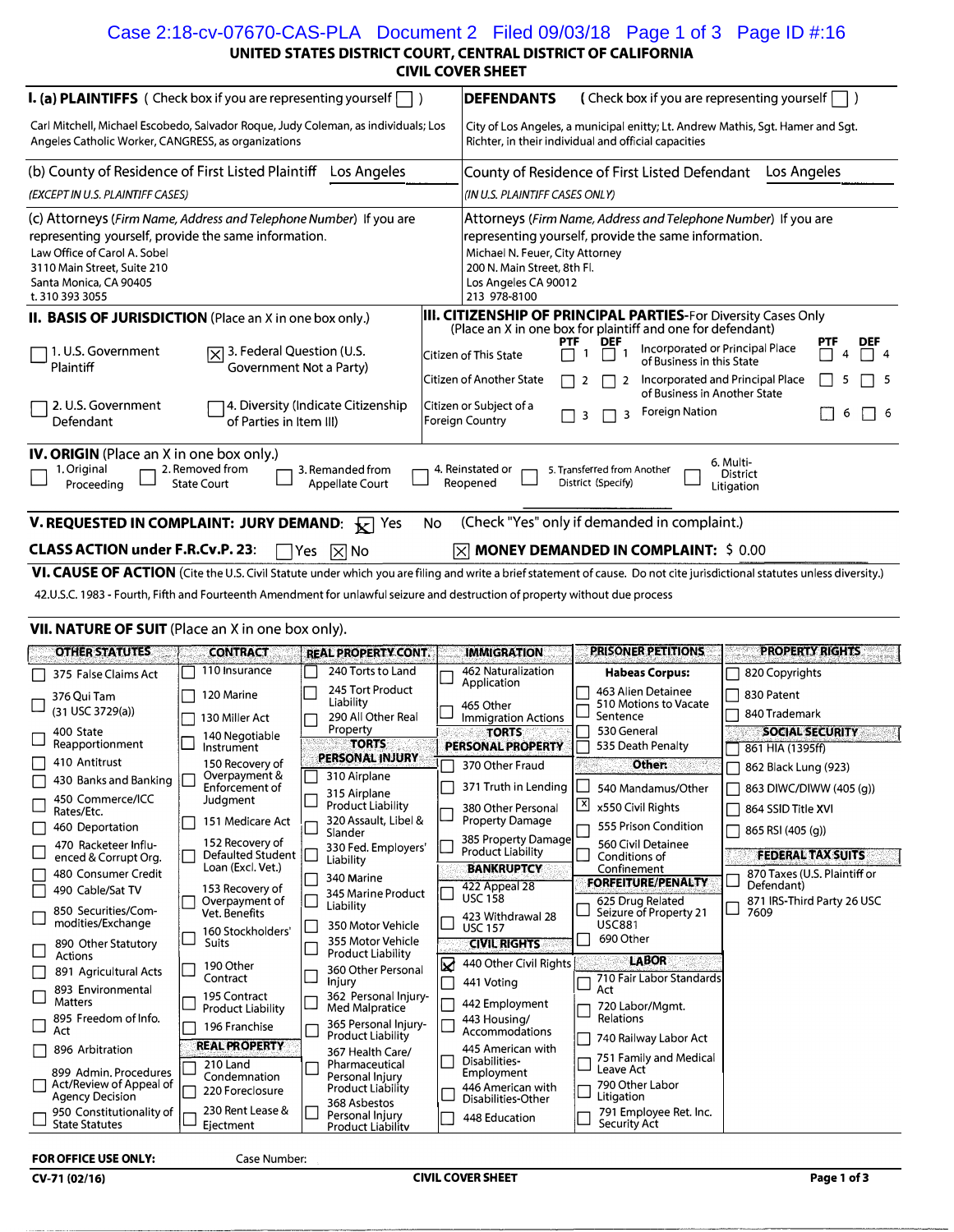Case 2:18-cv-07670-CAS-PLA Document 2 Filed 09/03/18 Page 1 of 3 Page ID #:16

# UNITED STATES DISTRICT COURT, CENTRAL DISTRICT OF CALIFORNIA
## CIVIL COVER SHEET

**I. (a) PLAINTIFFS** ( Check box if you are representing yourself ☐ )

Carl Mitchell, Michael Escobedo, Salvador Roque, Judy Coleman, as individuals; Los Angeles Catholic Worker, CANGRESS, as organizations

**DEFENDANTS** ( Check box if you are representing yourself ☐ )

City of Los Angeles, a municipal enitty; Lt. Andrew Mathis, Sgt. Hamer and Sgt. Richter, in their individual and official capacities

(b) County of Residence of First Listed Plaintiff: Los Angeles
*(EXCEPT IN U.S. PLAINTIFF CASES)*

County of Residence of First Listed Defendant: Los Angeles
*(IN U.S. PLAINTIFF CASES ONLY)*

(c) Attorneys (*Firm Name, Address and Telephone Number*) If you are representing yourself, provide the same information.

Law Office of Carol A. Sobel
3110 Main Street, Suite 210
Santa Monica, CA 90405
t. 310 393 3055

Attorneys (*Firm Name, Address and Telephone Number*) If you are representing yourself, provide the same information.

Michael N. Feuer, City Attorney
200 N. Main Street, 8th Fl.
Los Angeles CA 90012
213 978-8100

**II. BASIS OF JURISDICTION** (Place an X in one box only.)

- ☐ 1. U.S. Government Plaintiff
- ☒ 3. Federal Question (U.S. Government Not a Party)
- ☐ 2. U.S. Government Defendant
- ☐ 4. Diversity (Indicate Citizenship of Parties in Item III)

**III. CITIZENSHIP OF PRINCIPAL PARTIES**-For Diversity Cases Only (Place an X in one box for plaintiff and one for defendant)

| | PTF | DEF | | PTF | DEF |
|---|---|---|---|---|---|
| Citizen of This State | ☐ 1 | ☐ 1 | Incorporated or Principal Place of Business in this State | ☐ 4 | ☐ 4 |
| Citizen of Another State | ☐ 2 | ☐ 2 | Incorporated and Principal Place of Business in Another State | ☐ 5 | ☐ 5 |
| Citizen or Subject of a Foreign Country | ☐ 3 | ☐ 3 | Foreign Nation | ☐ 6 | ☐ 6 |

**IV. ORIGIN** (Place an X in one box only.)

☐ 1. Original Proceeding ☐ 2. Removed from State Court ☐ 3. Remanded from Appellate Court ☐ 4. Reinstated or Reopened ☐ 5. Transferred from Another District (Specify) ☐ 6. Multi-District Litigation

**V. REQUESTED IN COMPLAINT: JURY DEMAND:** ☒ Yes No (Check "Yes" only if demanded in complaint.)

**CLASS ACTION under F.R.Cv.P. 23:** ☐ Yes ☒ No ☒ **MONEY DEMANDED IN COMPLAINT:** $ 0.00

**VI. CAUSE OF ACTION** (Cite the U.S. Civil Statute under which you are filing and write a brief statement of cause. Do not cite jurisdictional statutes unless diversity.)

42.U.S.C. 1983 - Fourth, Fifth and Fourteenth Amendment for unlawful seizure and destruction of property without due process

**VII. NATURE OF SUIT** (Place an X in one box only).

**OTHER STATUTES**
- ☐ 375 False Claims Act
- ☐ 376 Qui Tam (31 USC 3729(a))
- ☐ 400 State Reapportionment
- ☐ 410 Antitrust
- ☐ 430 Banks and Banking
- ☐ 450 Commerce/ICC Rates/Etc.
- ☐ 460 Deportation
- ☐ 470 Racketeer Influenced & Corrupt Org.
- ☐ 480 Consumer Credit
- ☐ 490 Cable/Sat TV
- ☐ 850 Securities/Commodities/Exchange
- ☐ 890 Other Statutory Actions
- ☐ 891 Agricultural Acts
- ☐ 893 Environmental Matters
- ☐ 895 Freedom of Info. Act
- ☐ 896 Arbitration
- ☐ 899 Admin. Procedures Act/Review of Appeal of Agency Decision
- ☐ 950 Constitutionality of State Statutes

**CONTRACT**
- ☐ 110 Insurance
- ☐ 120 Marine
- ☐ 130 Miller Act
- ☐ 140 Negotiable Instrument
- ☐ 150 Recovery of Overpayment & Enforcement of Judgment
- ☐ 151 Medicare Act
- ☐ 152 Recovery of Defaulted Student Loan (Excl. Vet.)
- ☐ 153 Recovery of Overpayment of Vet. Benefits
- ☐ 160 Stockholders' Suits
- ☐ 190 Other Contract
- ☐ 195 Contract Product Liability
- ☐ 196 Franchise

**REAL PROPERTY**
- ☐ 210 Land Condemnation
- ☐ 220 Foreclosure
- ☐ 230 Rent Lease & Ejectment

**REAL PROPERTY CONT.**
- ☐ 240 Torts to Land
- ☐ 245 Tort Product Liability
- ☐ 290 All Other Real Property

**TORTS PERSONAL INJURY**
- ☐ 310 Airplane
- ☐ 315 Airplane Product Liability
- ☐ 320 Assault, Libel & Slander
- ☐ 330 Fed. Employers' Liability
- ☐ 340 Marine
- ☐ 345 Marine Product Liability
- ☐ 350 Motor Vehicle
- ☐ 355 Motor Vehicle Product Liability
- ☐ 360 Other Personal Injury
- ☐ 362 Personal Injury-Med Malpratice
- ☐ 365 Personal Injury-Product Liability
- ☐ 367 Health Care/Pharmaceutical Personal Injury Product Liability
- ☐ 368 Asbestos Personal Injury Product Liability

**IMMIGRATION**
- ☐ 462 Naturalization Application
- ☐ 465 Other Immigration Actions

**TORTS PERSONAL PROPERTY**
- ☐ 370 Other Fraud
- ☐ 371 Truth in Lending
- ☐ 380 Other Personal Property Damage
- ☐ 385 Property Damage Product Liability

**BANKRUPTCY**
- ☐ 422 Appeal 28 USC 158
- ☐ 423 Withdrawal 28 USC 157

**CIVIL RIGHTS**
- ☒ 440 Other Civil Rights
- ☐ 441 Voting
- ☐ 442 Employment
- ☐ 443 Housing/Accommodations
- ☐ 445 American with Disabilities-Employment
- ☐ 446 American with Disabilities-Other
- ☐ 448 Education

**PRISONER PETITIONS**

Habeas Corpus:
- ☐ 463 Alien Detainee
- ☐ 510 Motions to Vacate Sentence
- ☐ 530 General
- ☐ 535 Death Penalty

Other:
- ☐ 540 Mandamus/Other
- ☒ 550 Civil Rights
- ☐ 555 Prison Condition
- ☐ 560 Civil Detainee Conditions of Confinement

**FORFEITURE/PENALTY**
- ☐ 625 Drug Related Seizure of Property 21 USC881
- ☐ 690 Other

**LABOR**
- ☐ 710 Fair Labor Standards Act
- ☐ 720 Labor/Mgmt. Relations
- ☐ 740 Railway Labor Act
- ☐ 751 Family and Medical Leave Act
- ☐ 790 Other Labor Litigation
- ☐ 791 Employee Ret. Inc. Security Act

**PROPERTY RIGHTS**
- ☐ 820 Copyrights
- ☐ 830 Patent
- ☐ 840 Trademark

**SOCIAL SECURITY**
- ☐ 861 HIA (1395ff)
- ☐ 862 Black Lung (923)
- ☐ 863 DIWC/DIWW (405 (g))
- ☐ 864 SSID Title XVI
- ☐ 865 RSI (405 (g))

**FEDERAL TAX SUITS**
- ☐ 870 Taxes (U.S. Plaintiff or Defendant)
- ☐ 871 IRS-Third Party 26 USC 7609

**FOR OFFICE USE ONLY:** Case Number:

CV-71 (02/16) CIVIL COVER SHEET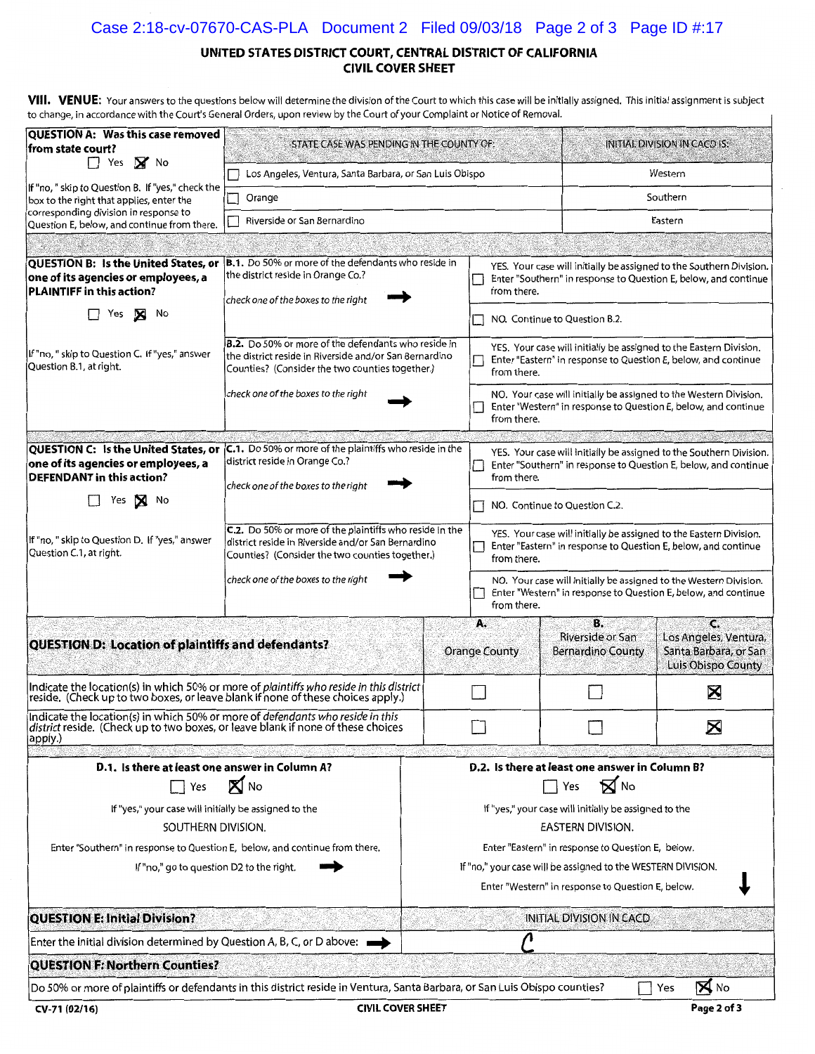## UNITED STATES DISTRICT COURT, CENTRAL DISTRICT OF CALIFORNIA
## CIVIL COVER SHEET

**VIII. VENUE:** Your answers to the questions below will determine the division of the Court to which this case will be initially assigned. This initial assignment is subject to change, in accordance with the Court's General Orders, upon review by the Court of your Complaint or Notice of Removal.

| QUESTION A: Was this case removed from state court? | STATE CASE WAS PENDING IN THE COUNTY OF: | INITIAL DIVISION IN CACD IS: |
|---|---|---|
| ☐ Yes ☒ No | ☐ Los Angeles, Ventura, Santa Barbara, or San Luis Obispo | Western |
| If "no," skip to Question B. If "yes," check the box to the right that applies, enter the corresponding division in response to Question E, below, and continue from there. | ☐ Orange | Southern |
| | ☐ Riverside or San Bernardino | Eastern |

| QUESTION B: Is the United States, or one of its agencies or employees, a PLAINTIFF in this action? | | |
|---|---|---|
| ☐ Yes ☒ No | **B.1.** Do 50% or more of the defendants who reside in the district reside in Orange Co.? *check one of the boxes to the right* → | ☐ YES. Your case will initially be assigned to the Southern Division. Enter "Southern" in response to Question E, below, and continue from there. |
| | | ☐ NO. Continue to Question B.2. |
| If "no," skip to Question C. If "yes," answer Question B.1, at right. | **B.2.** Do 50% or more of the defendants who reside in the district reside in Riverside and/or San Bernardino Counties? (Consider the two counties together.) *check one of the boxes to the right* → | ☐ YES. Your case will initially be assigned to the Eastern Division. Enter "Eastern" in response to Question E, below, and continue from there. |
| | | ☐ NO. Your case will initially be assigned to the Western Division. Enter "Western" in response to Question E, below, and continue from there. |

| QUESTION C: Is the United States, or one of its agencies or employees, a DEFENDANT in this action? | | |
|---|---|---|
| ☐ Yes ☒ No | **C.1.** Do 50% or more of the plaintiffs who reside in the district reside in Orange Co.? *check one of the boxes to the right* → | ☐ YES. Your case will initially be assigned to the Southern Division. Enter "Southern" in response to Question E, below, and continue from there. |
| | | ☐ NO. Continue to Question C.2. |
| If "no," skip to Question D. If "yes," answer Question C.1, at right. | **C.2.** Do 50% or more of the plaintiffs who reside in the district reside in Riverside and/or San Bernardino Counties? (Consider the two counties together.) *check one of the boxes to the right* → | ☐ YES. Your case will initially be assigned to the Eastern Division. Enter "Eastern" in response to Question E, below, and continue from there. |
| | | ☐ NO. Your case will initially be assigned to the Western Division. Enter "Western" in response to Question E, below, and continue from there. |

| QUESTION D: Location of plaintiffs and defendants? | A. Orange County | B. Riverside or San Bernardino County | C. Los Angeles, Ventura, Santa Barbara, or San Luis Obispo County |
|---|---|---|---|
| Indicate the location(s) in which 50% or more of *plaintiffs who reside in this district* reside. (Check up to two boxes, or leave blank if none of these choices apply.) | ☐ | ☐ | ☒ |
| Indicate the location(s) in which 50% or more of *defendants who reside in this district* reside. (Check up to two boxes, or leave blank if none of these choices apply.) | ☐ | ☐ | ☒ |

| D.1. Is there at least one answer in Column A? | D.2. Is there at least one answer in Column B? |
|---|---|
| ☐ Yes ☒ No | ☐ Yes ☒ No |
| If "yes," your case will initially be assigned to the SOUTHERN DIVISION. Enter "Southern" in response to Question E, below, and continue from there. If "no," go to question D2 to the right. → | If "yes," your case will initially be assigned to the EASTERN DIVISION. Enter "Eastern" in response to Question E, below. If "no," your case will be assigned to the WESTERN DIVISION. Enter "Western" in response to Question E, below. ↓ |

| QUESTION E: Initial Division? | INITIAL DIVISION IN CACD |
|---|---|
| Enter the initial division determined by Question A, B, C, or D above: → | C |

**QUESTION F: Northern Counties?**

Do 50% or more of plaintiffs or defendants in this district reside in Ventura, Santa Barbara, or San Luis Obispo counties? ☐ Yes ☒ No

CV-71 (02/16) CIVIL COVER SHEET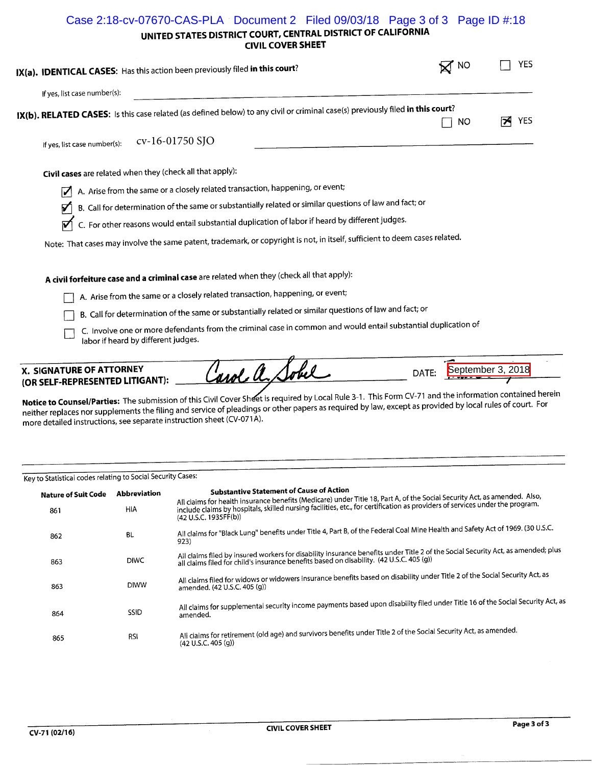Case 2:18-cv-07670-CAS-PLA Document 2 Filed 09/03/18 Page 3 of 3 Page ID #:18

## UNITED STATES DISTRICT COURT, CENTRAL DISTRICT OF CALIFORNIA
## CIVIL COVER SHEET

**IX(a). IDENTICAL CASES:** Has this action been previously filed **in this court**? ☒ NO ☐ YES

If yes, list case number(s):

**IX(b). RELATED CASES:** Is this case related (as defined below) to any civil or criminal case(s) previously filed **in this court**? ☐ NO ☒ YES

If yes, list case number(s): cv-16-01750 SJO

**Civil cases** are related when they (check all that apply):

- ☑ A. Arise from the same or a closely related transaction, happening, or event;
- ☑ B. Call for determination of the same or substantially related or similar questions of law and fact; or
- ☑ C. For other reasons would entail substantial duplication of labor if heard by different judges.

Note: That cases may involve the same patent, trademark, or copyright is not, in itself, sufficient to deem cases related.

**A civil forfeiture case and a criminal case** are related when they (check all that apply):

- ☐ A. Arise from the same or a closely related transaction, happening, or event;
- ☐ B. Call for determination of the same or substantially related or similar questions of law and fact; or
- ☐ C. Involve one or more defendants from the criminal case in common and would entail substantial duplication of labor if heard by different judges.

**X. SIGNATURE OF ATTORNEY (OR SELF-REPRESENTED LITIGANT):** Carol A. Sobel DATE: September 3, 2018

**Notice to Counsel/Parties:** The submission of this Civil Cover Sheet is required by Local Rule 3-1. This Form CV-71 and the information contained herein neither replaces nor supplements the filing and service of pleadings or other papers as required by law, except as provided by local rules of court. For more detailed instructions, see separate instruction sheet (CV-071A).

Key to Statistical codes relating to Social Security Cases:

| Nature of Suit Code | Abbreviation | Substantive Statement of Cause of Action |
|---|---|---|
| 861 | HIA | All claims for health insurance benefits (Medicare) under Title 18, Part A, of the Social Security Act, as amended. Also, include claims by hospitals, skilled nursing facilities, etc., for certification as providers of services under the program. (42 U.S.C. 1935FF(b)) |
| 862 | BL | All claims for "Black Lung" benefits under Title 4, Part B, of the Federal Coal Mine Health and Safety Act of 1969. (30 U.S.C. 923) |
| 863 | DIWC | All claims filed by insured workers for disability insurance benefits under Title 2 of the Social Security Act, as amended; plus all claims filed for child's insurance benefits based on disability. (42 U.S.C. 405 (g)) |
| 863 | DIWW | All claims filed for widows or widowers insurance benefits based on disability under Title 2 of the Social Security Act, as amended. (42 U.S.C. 405 (g)) |
| 864 | SSID | All claims for supplemental security income payments based upon disability filed under Title 16 of the Social Security Act, as amended. |
| 865 | RSI | All claims for retirement (old age) and survivors benefits under Title 2 of the Social Security Act, as amended. (42 U.S.C. 405 (g)) |

CV-71 (02/16) CIVIL COVER SHEET